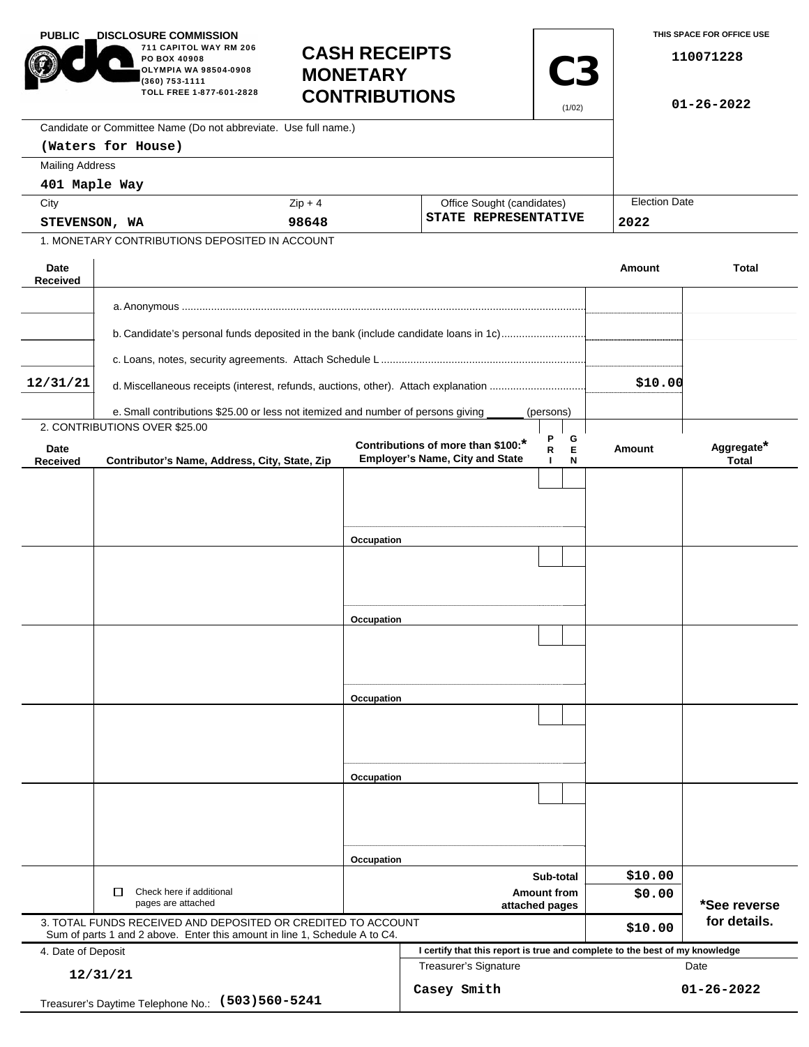PUBLIC DISCLOSURE COMMISSION
711 CAPITOL WAY RM 206
PO BOX 40908
OLYMPIA WA 98504-0908
(360) 753-1111
TOLL FREE 1-877-601-2828

# CASH RECEIPTS MONETARY CONTRIBUTIONS

**C3** (1/02)

THIS SPACE FOR OFFICE USE

110071228

01-26-2022

Candidate or Committee Name (Do not abbreviate. Use full name.)

**(Waters for House)**

Mailing Address

**401 Maple Way**

| City | Zip + 4 | Office Sought (candidates) | Election Date |
|---|---|---|---|
| STEVENSON, WA | 98648 | STATE REPRESENTATIVE | 2022 |

1. MONETARY CONTRIBUTIONS DEPOSITED IN ACCOUNT

| Date Received | | Amount | Total |
|---|---|---|---|
| | a. Anonymous | | |
| | b. Candidate's personal funds deposited in the bank (include candidate loans in 1c) | | |
| | c. Loans, notes, security agreements. Attach Schedule L | | |
| 12/31/21 | d. Miscellaneous receipts (interest, refunds, auctions, other). Attach explanation | $10.00 | |
| | e. Small contributions $25.00 or less not itemized and number of persons giving ______ (persons) | | |

2. CONTRIBUTIONS OVER $25.00

| Date Received | Contributor's Name, Address, City, State, Zip | Contributions of more than $100:* Employer's Name, City and State | PRI | GEN | Amount | Aggregate* Total |
|---|---|---|---|---|---|---|
| | | Occupation | | | | |
| | | Occupation | | | | |
| | | Occupation | | | | |
| | | Occupation | | | | |
| | | Occupation | | | | |

| | | |
|---|---|---|
| ☐ Check here if additional pages are attached | Sub-total | $10.00 |
| | Amount from attached pages | $0.00 |

3. TOTAL FUNDS RECEIVED AND DEPOSITED OR CREDITED TO ACCOUNT
Sum of parts 1 and 2 above. Enter this amount in line 1, Schedule A to C4. **$10.00**

*See reverse for details.

4. Date of Deposit

**12/31/21**

Treasurer's Daytime Telephone No.: **(503)560-5241**

I certify that this report is true and complete to the best of my knowledge

| Treasurer's Signature | Date |
|---|---|
| Casey Smith | 01-26-2022 |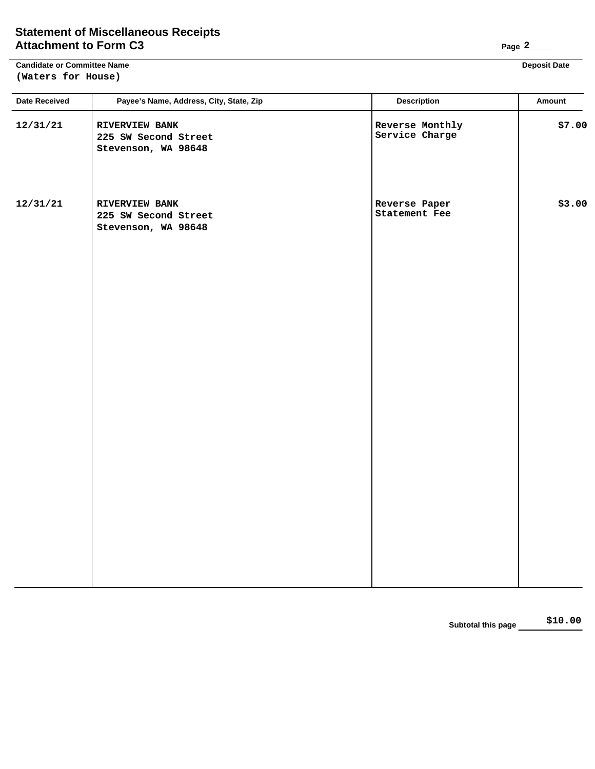**Statement of Miscellaneous Receipts**
**Attachment to Form C3**

Page 2

**Candidate or Committee Name**
(Waters for House)

**Deposit Date**

| Date Received | Payee's Name, Address, City, State, Zip | Description | Amount |
|---|---|---|---|
| 12/31/21 | RIVERVIEW BANK<br>225 SW Second Street<br>Stevenson, WA 98648 | Reverse Monthly Service Charge | $7.00 |
| 12/31/21 | RIVERVIEW BANK<br>225 SW Second Street<br>Stevenson, WA 98648 | Reverse Paper Statement Fee | $3.00 |

Subtotal this page $10.00